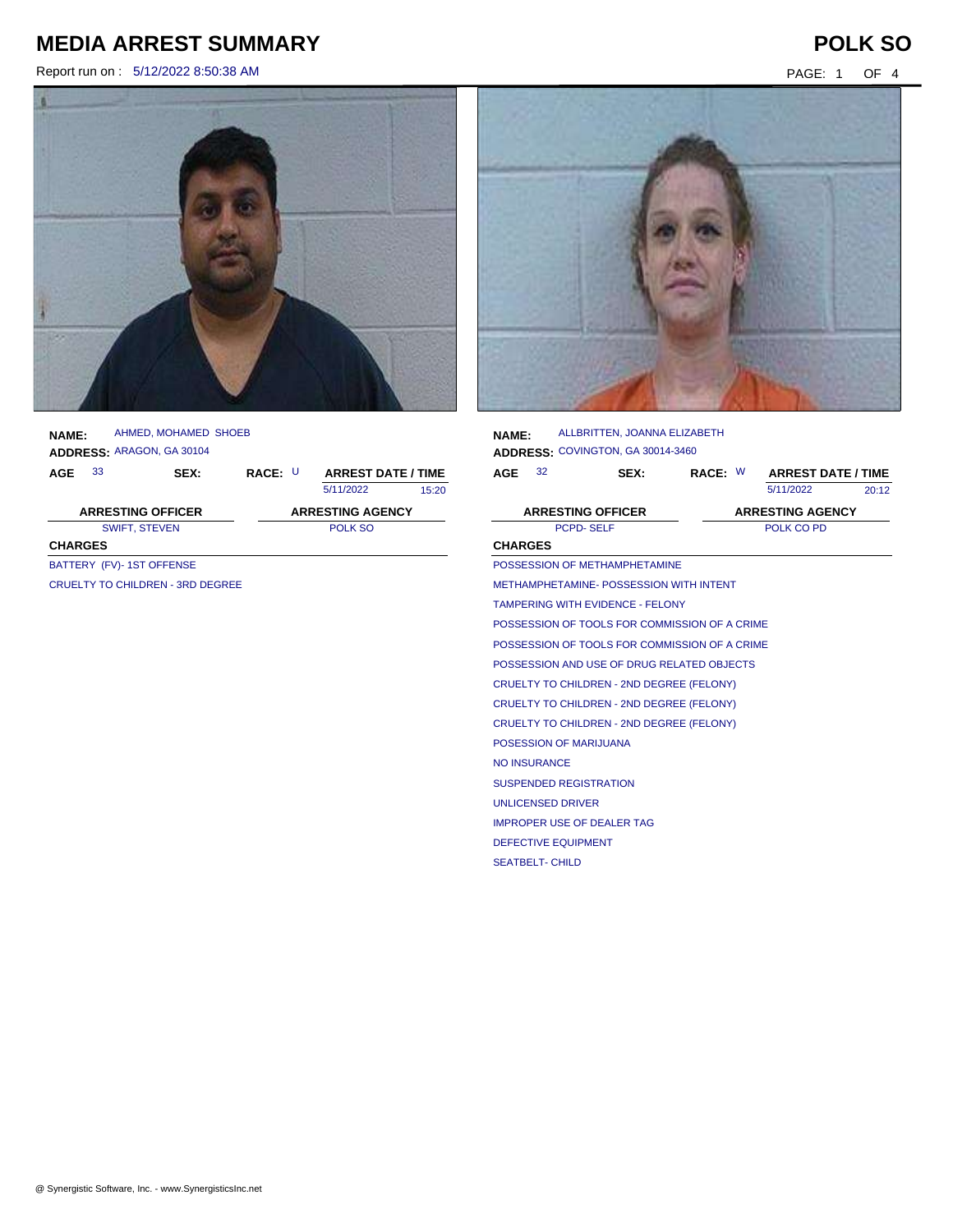# MEDIA ARREST SUMMARY

# POLK SO

Report run on : 5/12/2022 8:50:38 AM

**NAME:** AHMED, MOHAMED SHOEB
**ADDRESS:** ARAGON, GA 30104

| AGE | SEX: | RACE: | ARREST DATE / TIME | |
|---|---|---|---|---|
| 33 | | U | 5/11/2022 | 15:20 |

| ARRESTING OFFICER | ARRESTING AGENCY |
|---|---|
| SWIFT, STEVEN | POLK SO |

**CHARGES**

BATTERY (FV)- 1ST OFFENSE
CRUELTY TO CHILDREN - 3RD DEGREE

**NAME:** ALLBRITTEN, JOANNA ELIZABETH
**ADDRESS:** COVINGTON, GA 30014-3460

| AGE | SEX: | RACE: | ARREST DATE / TIME | |
|---|---|---|---|---|
| 32 | | W | 5/11/2022 | 20:12 |

| ARRESTING OFFICER | ARRESTING AGENCY |
|---|---|
| PCPD- SELF | POLK CO PD |

**CHARGES**

POSSESSION OF METHAMPHETAMINE
METHAMPHETAMINE- POSSESSION WITH INTENT
TAMPERING WITH EVIDENCE - FELONY
POSSESSION OF TOOLS FOR COMMISSION OF A CRIME
POSSESSION OF TOOLS FOR COMMISSION OF A CRIME
POSSESSION AND USE OF DRUG RELATED OBJECTS
CRUELTY TO CHILDREN - 2ND DEGREE (FELONY)
CRUELTY TO CHILDREN - 2ND DEGREE (FELONY)
CRUELTY TO CHILDREN - 2ND DEGREE (FELONY)
POSESSION OF MARIJUANA
NO INSURANCE
SUSPENDED REGISTRATION
UNLICENSED DRIVER
IMPROPER USE OF DEALER TAG
DEFECTIVE EQUIPMENT
SEATBELT- CHILD

@ Synergistic Software, Inc. - www.SynergisticsInc.net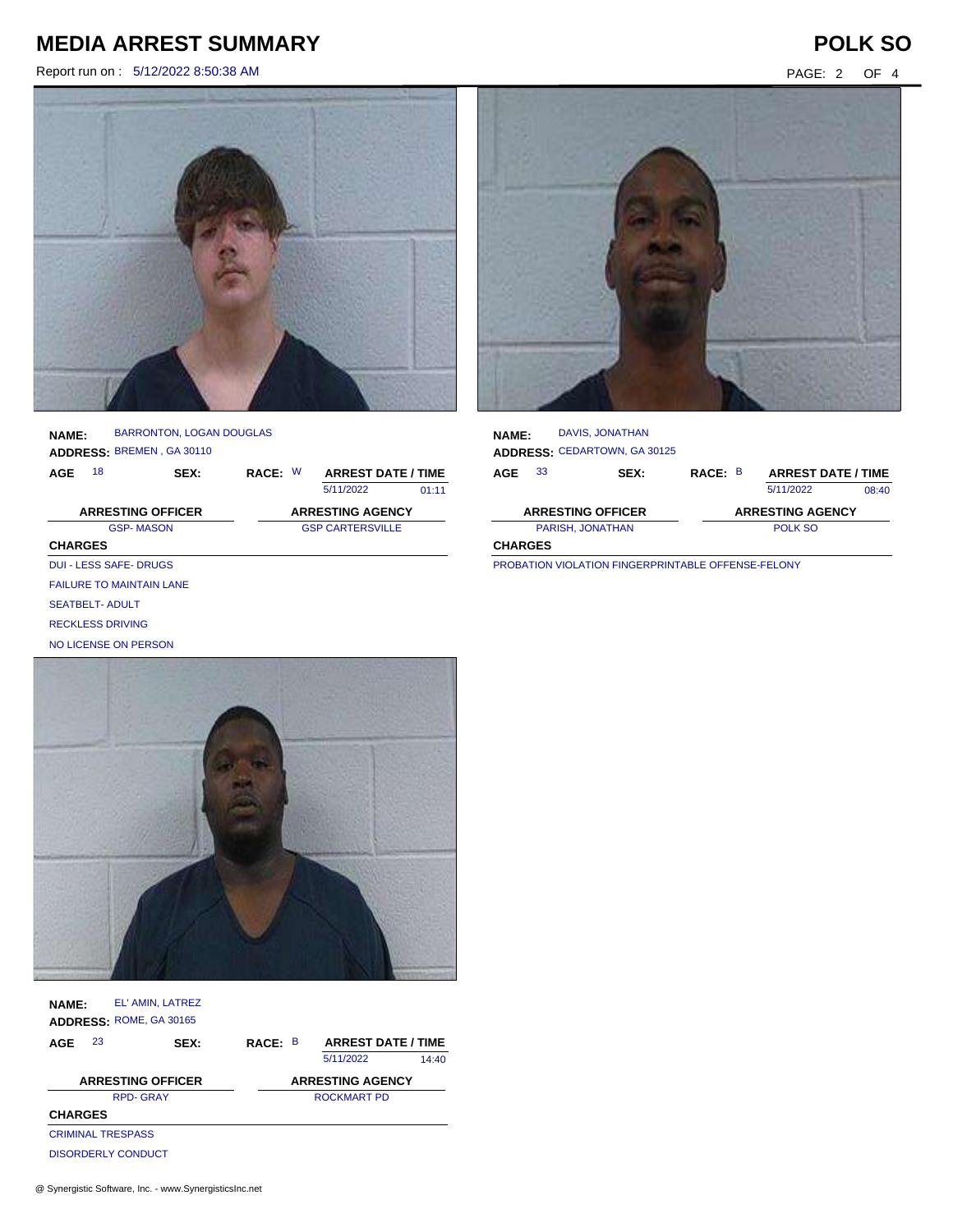# MEDIA ARREST SUMMARY

## POLK SO

Report run on : 5/12/2022 8:50:38 AM

**NAME:** BARRONTON, LOGAN DOUGLAS
**ADDRESS:** BREMEN , GA 30110

| AGE | SEX: | RACE: | ARREST DATE / TIME | |
|---|---|---|---|---|
| 18 | | W | 5/11/2022 | 01:11 |

| ARRESTING OFFICER | ARRESTING AGENCY |
|---|---|
| GSP- MASON | GSP CARTERSVILLE |

**CHARGES**

DUI - LESS SAFE- DRUGS
FAILURE TO MAINTAIN LANE
SEATBELT- ADULT
RECKLESS DRIVING
NO LICENSE ON PERSON

**NAME:** DAVIS, JONATHAN
**ADDRESS:** CEDARTOWN, GA 30125

| AGE | SEX: | RACE: | ARREST DATE / TIME | |
|---|---|---|---|---|
| 33 | | B | 5/11/2022 | 08:40 |

| ARRESTING OFFICER | ARRESTING AGENCY |
|---|---|
| PARISH, JONATHAN | POLK SO |

**CHARGES**

PROBATION VIOLATION FINGERPRINTABLE OFFENSE-FELONY

**NAME:** EL' AMIN, LATREZ
**ADDRESS:** ROME, GA 30165

| AGE | SEX: | RACE: | ARREST DATE / TIME | |
|---|---|---|---|---|
| 23 | | B | 5/11/2022 | 14:40 |

| ARRESTING OFFICER | ARRESTING AGENCY |
|---|---|
| RPD- GRAY | ROCKMART PD |

**CHARGES**

CRIMINAL TRESPASS
DISORDERLY CONDUCT

@ Synergistic Software, Inc. - www.SynergisticsInc.net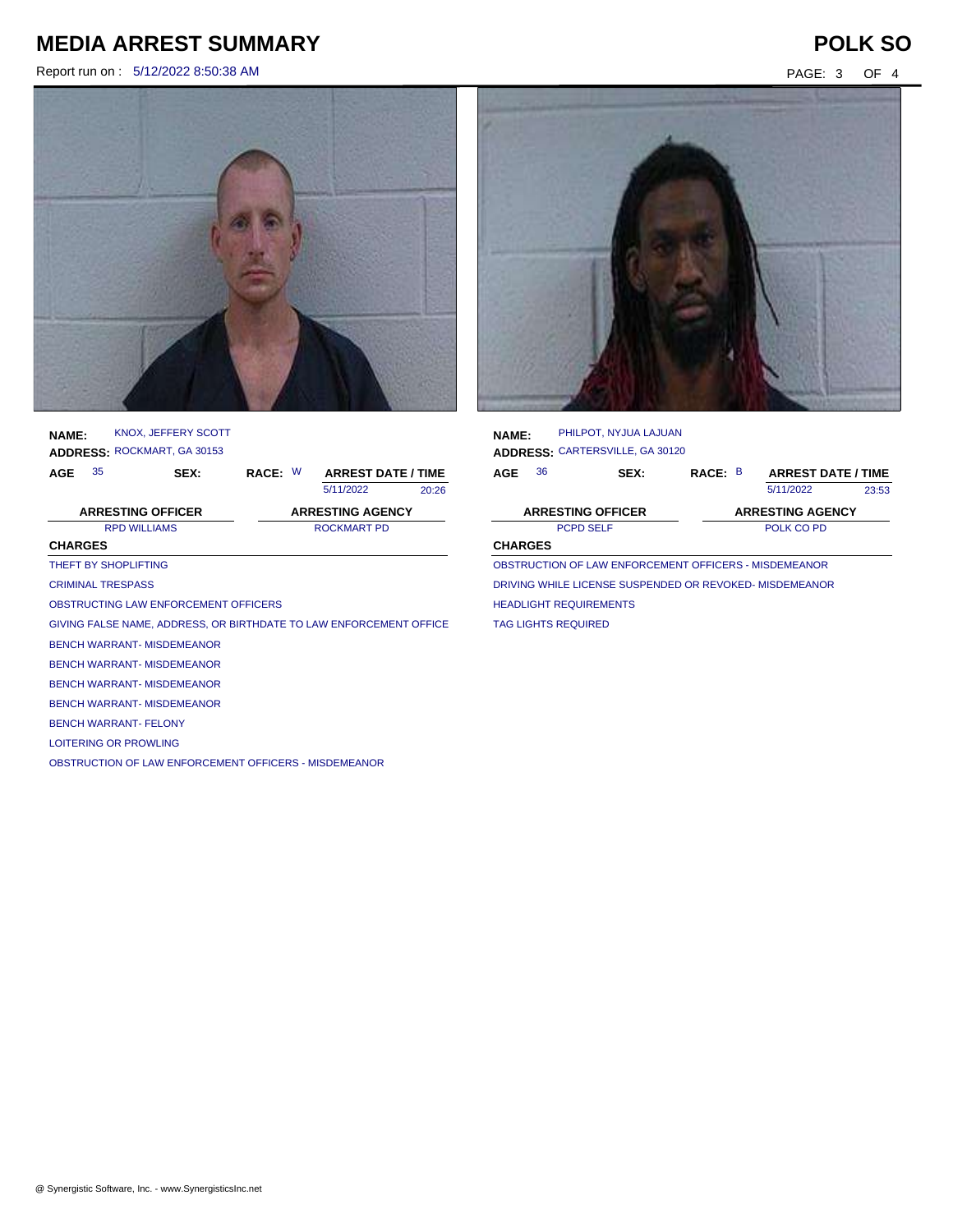# MEDIA ARREST SUMMARY

## POLK SO

Report run on : 5/12/2022 8:50:38 AM

**NAME:** KNOX, JEFFERY SCOTT
**ADDRESS:** ROCKMART, GA 30153

| AGE | SEX: | RACE: | ARREST DATE / TIME |
|---|---|---|---|
| 35 | | W | 5/11/2022 20:26 |

| ARRESTING OFFICER | ARRESTING AGENCY |
|---|---|
| RPD WILLIAMS | ROCKMART PD |

**CHARGES**

THEFT BY SHOPLIFTING
CRIMINAL TRESPASS
OBSTRUCTING LAW ENFORCEMENT OFFICERS
GIVING FALSE NAME, ADDRESS, OR BIRTHDATE TO LAW ENFORCEMENT OFFICE
BENCH WARRANT- MISDEMEANOR
BENCH WARRANT- MISDEMEANOR
BENCH WARRANT- MISDEMEANOR
BENCH WARRANT- MISDEMEANOR
BENCH WARRANT- FELONY
LOITERING OR PROWLING
OBSTRUCTION OF LAW ENFORCEMENT OFFICERS - MISDEMEANOR

**NAME:** PHILPOT, NYJUA LAJUAN
**ADDRESS:** CARTERSVILLE, GA 30120

| AGE | SEX: | RACE: | ARREST DATE / TIME |
|---|---|---|---|
| 36 | | B | 5/11/2022 23:53 |

| ARRESTING OFFICER | ARRESTING AGENCY |
|---|---|
| PCPD SELF | POLK CO PD |

**CHARGES**

OBSTRUCTION OF LAW ENFORCEMENT OFFICERS - MISDEMEANOR
DRIVING WHILE LICENSE SUSPENDED OR REVOKED- MISDEMEANOR
HEADLIGHT REQUIREMENTS
TAG LIGHTS REQUIRED

@ Synergistic Software, Inc. - www.SynergisticsInc.net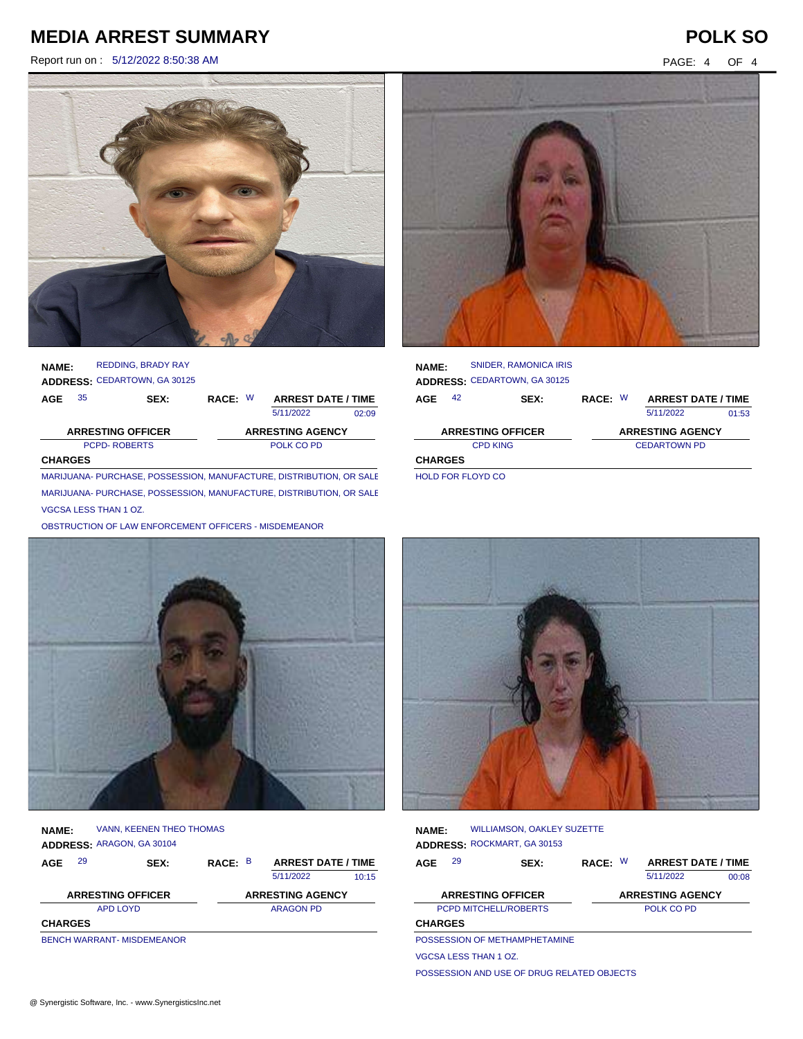# MEDIA ARREST SUMMARY

**POLK SO**

Report run on : 5/12/2022 8:50:38 AM

**NAME:** REDDING, BRADY RAY
**ADDRESS:** CEDARTOWN, GA 30125
**AGE** 35 **SEX:** **RACE:** W

**ARREST DATE / TIME:** 5/11/2022 02:09

**ARRESTING OFFICER:** PCPD- ROBERTS
**ARRESTING AGENCY:** POLK CO PD

**CHARGES**

MARIJUANA- PURCHASE, POSSESSION, MANUFACTURE, DISTRIBUTION, OR SALE
MARIJUANA- PURCHASE, POSSESSION, MANUFACTURE, DISTRIBUTION, OR SALE
VGCSA LESS THAN 1 OZ.
OBSTRUCTION OF LAW ENFORCEMENT OFFICERS - MISDEMEANOR

---

**NAME:** SNIDER, RAMONICA IRIS
**ADDRESS:** CEDARTOWN, GA 30125
**AGE** 42 **SEX:** **RACE:** W

**ARREST DATE / TIME:** 5/11/2022 01:53

**ARRESTING OFFICER:** CPD KING
**ARRESTING AGENCY:** CEDARTOWN PD

**CHARGES**

HOLD FOR FLOYD CO

---

**NAME:** VANN, KEENEN THEO THOMAS
**ADDRESS:** ARAGON, GA 30104
**AGE** 29 **SEX:** **RACE:** B

**ARREST DATE / TIME:** 5/11/2022 10:15

**ARRESTING OFFICER:** APD LOYD
**ARRESTING AGENCY:** ARAGON PD

**CHARGES**

BENCH WARRANT- MISDEMEANOR

---

**NAME:** WILLIAMSON, OAKLEY SUZETTE
**ADDRESS:** ROCKMART, GA 30153
**AGE** 29 **SEX:** **RACE:** W

**ARREST DATE / TIME:** 5/11/2022 00:08

**ARRESTING OFFICER:** PCPD MITCHELL/ROBERTS
**ARRESTING AGENCY:** POLK CO PD

**CHARGES**

POSSESSION OF METHAMPHETAMINE
VGCSA LESS THAN 1 OZ.
POSSESSION AND USE OF DRUG RELATED OBJECTS

@ Synergistic Software, Inc. - www.SynergisticsInc.net